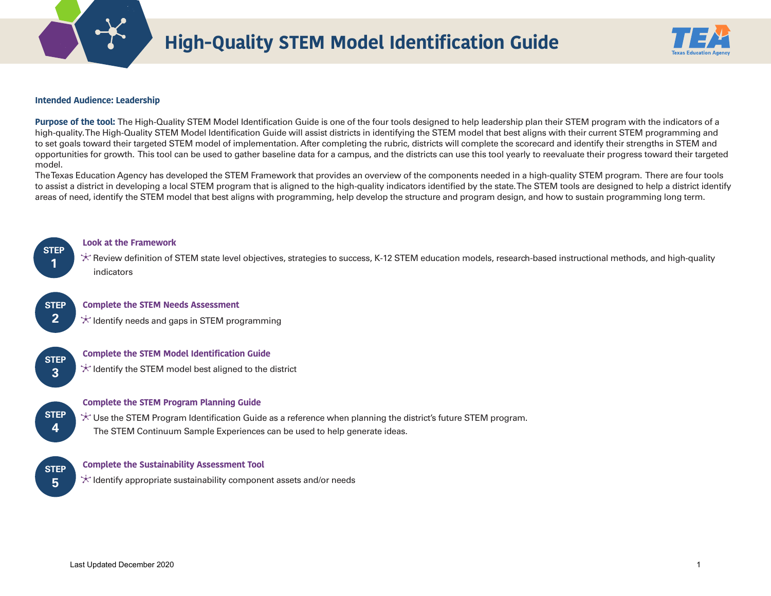# High-Quality STEM Model Identification Guide

**Intended Audience: Leadership**

**Purpose of the tool:** The High-Quality STEM Model Identification Guide is one of the four tools designed to help leadership plan their STEM program with the indicators of a high-quality. The High-Quality STEM Model Identification Guide will assist districts in identifying the STEM model that best aligns with their current STEM programming and to set goals toward their targeted STEM model of implementation. After completing the rubric, districts will complete the scorecard and identify their strengths in STEM and opportunities for growth. This tool can be used to gather baseline data for a campus, and the districts can use this tool yearly to reevaluate their progress toward their targeted model.

The Texas Education Agency has developed the STEM Framework that provides an overview of the components needed in a high-quality STEM program. There are four tools to assist a district in developing a local STEM program that is aligned to the high-quality indicators identified by the state. The STEM tools are designed to help a district identify areas of need, identify the STEM model that best aligns with programming, help develop the structure and program design, and how to sustain programming long term.

**STEP 1** — **Look at the Framework**

- Review definition of STEM state level objectives, strategies to success, K-12 STEM education models, research-based instructional methods, and high-quality indicators

**STEP 2** — **Complete the STEM Needs Assessment**

- Identify needs and gaps in STEM programming

**STEP 3** — **Complete the STEM Model Identification Guide**

- Identify the STEM model best aligned to the district

**STEP 4** — **Complete the STEM Program Planning Guide**

- Use the STEM Program Identification Guide as a reference when planning the district's future STEM program. The STEM Continuum Sample Experiences can be used to help generate ideas.

**STEP 5** — **Complete the Sustainability Assessment Tool**

- Identify appropriate sustainability component assets and/or needs

Last Updated December 2020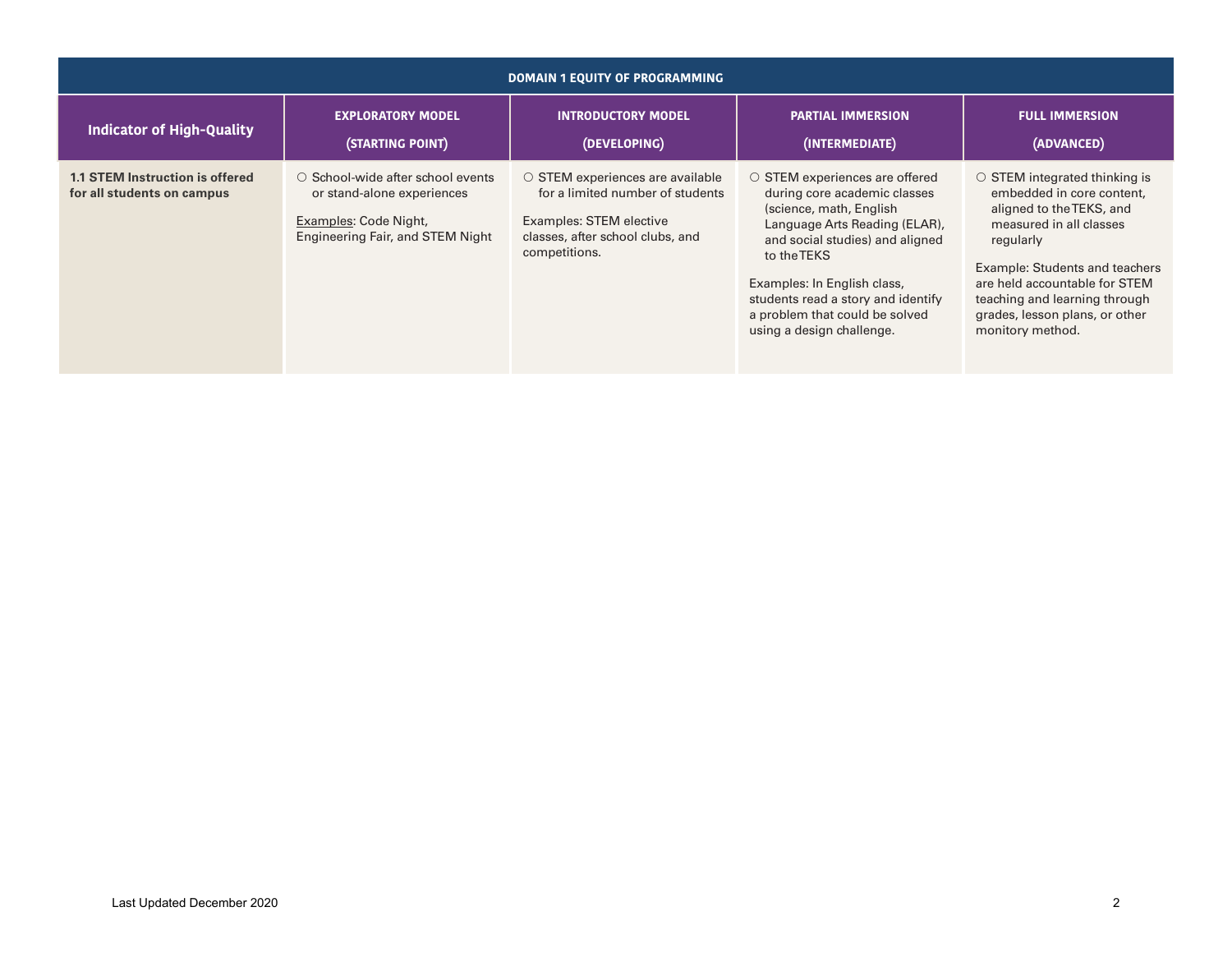| DOMAIN 1 EQUITY OF PROGRAMMING | | | | |
|---|---|---|---|---|
| **Indicator of High-Quality** | **EXPLORATORY MODEL (STARTING POINT)** | **INTRODUCTORY MODEL (DEVELOPING)** | **PARTIAL IMMERSION (INTERMEDIATE)** | **FULL IMMERSION (ADVANCED)** |
| **1.1 STEM Instruction is offered for all students on campus** | ○ School-wide after school events or stand-alone experiences<br><br>Examples: Code Night, Engineering Fair, and STEM Night | ○ STEM experiences are available for a limited number of students<br><br>Examples: STEM elective classes, after school clubs, and competitions. | ○ STEM experiences are offered during core academic classes (science, math, English Language Arts Reading (ELAR), and social studies) and aligned to the TEKS<br><br>Examples: In English class, students read a story and identify a problem that could be solved using a design challenge. | ○ STEM integrated thinking is embedded in core content, aligned to the TEKS, and measured in all classes regularly<br><br>Example: Students and teachers are held accountable for STEM teaching and learning through grades, lesson plans, or other monitory method. |

Last Updated December 2020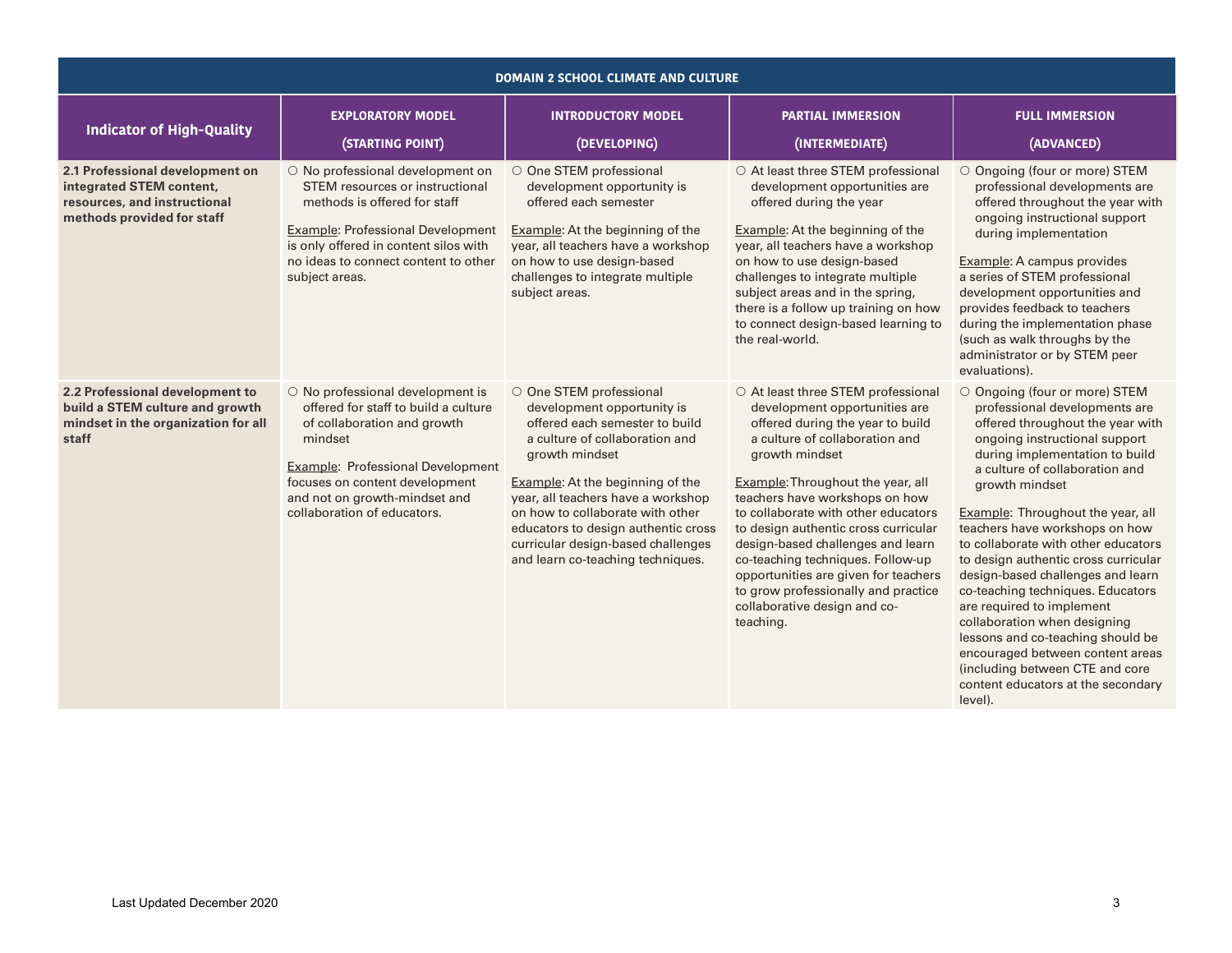| DOMAIN 2 SCHOOL CLIMATE AND CULTURE | | | | |
|---|---|---|---|---|
| **Indicator of High-Quality** | **EXPLORATORY MODEL (STARTING POINT)** | **INTRODUCTORY MODEL (DEVELOPING)** | **PARTIAL IMMERSION (INTERMEDIATE)** | **FULL IMMERSION (ADVANCED)** |
| **2.1 Professional development on integrated STEM content, resources, and instructional methods provided for staff** | ○ No professional development on STEM resources or instructional methods is offered for staff<br><br>Example: Professional Development is only offered in content silos with no ideas to connect content to other subject areas. | ○ One STEM professional development opportunity is offered each semester<br><br>Example: At the beginning of the year, all teachers have a workshop on how to use design-based challenges to integrate multiple subject areas. | ○ At least three STEM professional development opportunities are offered during the year<br><br>Example: At the beginning of the year, all teachers have a workshop on how to use design-based challenges to integrate multiple subject areas and in the spring, there is a follow up training on how to connect design-based learning to the real-world. | ○ Ongoing (four or more) STEM professional developments are offered throughout the year with ongoing instructional support during implementation<br><br>Example: A campus provides a series of STEM professional development opportunities and provides feedback to teachers during the implementation phase (such as walk throughs by the administrator or by STEM peer evaluations). |
| **2.2 Professional development to build a STEM culture and growth mindset in the organization for all staff** | ○ No professional development is offered for staff to build a culture of collaboration and growth mindset<br><br>Example: Professional Development focuses on content development and not on growth-mindset and collaboration of educators. | ○ One STEM professional development opportunity is offered each semester to build a culture of collaboration and growth mindset<br><br>Example: At the beginning of the year, all teachers have a workshop on how to collaborate with other educators to design authentic cross curricular design-based challenges and learn co-teaching techniques. | ○ At least three STEM professional development opportunities are offered during the year to build a culture of collaboration and growth mindset<br><br>Example: Throughout the year, all teachers have workshops on how to collaborate with other educators to design authentic cross curricular design-based challenges and learn co-teaching techniques. Follow-up opportunities are given for teachers to grow professionally and practice collaborative design and co-teaching. | ○ Ongoing (four or more) STEM professional developments are offered throughout the year with ongoing instructional support during implementation to build a culture of collaboration and growth mindset<br><br>Example: Throughout the year, all teachers have workshops on how to collaborate with other educators to design authentic cross curricular design-based challenges and learn co-teaching techniques. Educators are required to implement collaboration when designing lessons and co-teaching should be encouraged between content areas (including between CTE and core content educators at the secondary level). |

Last Updated December 2020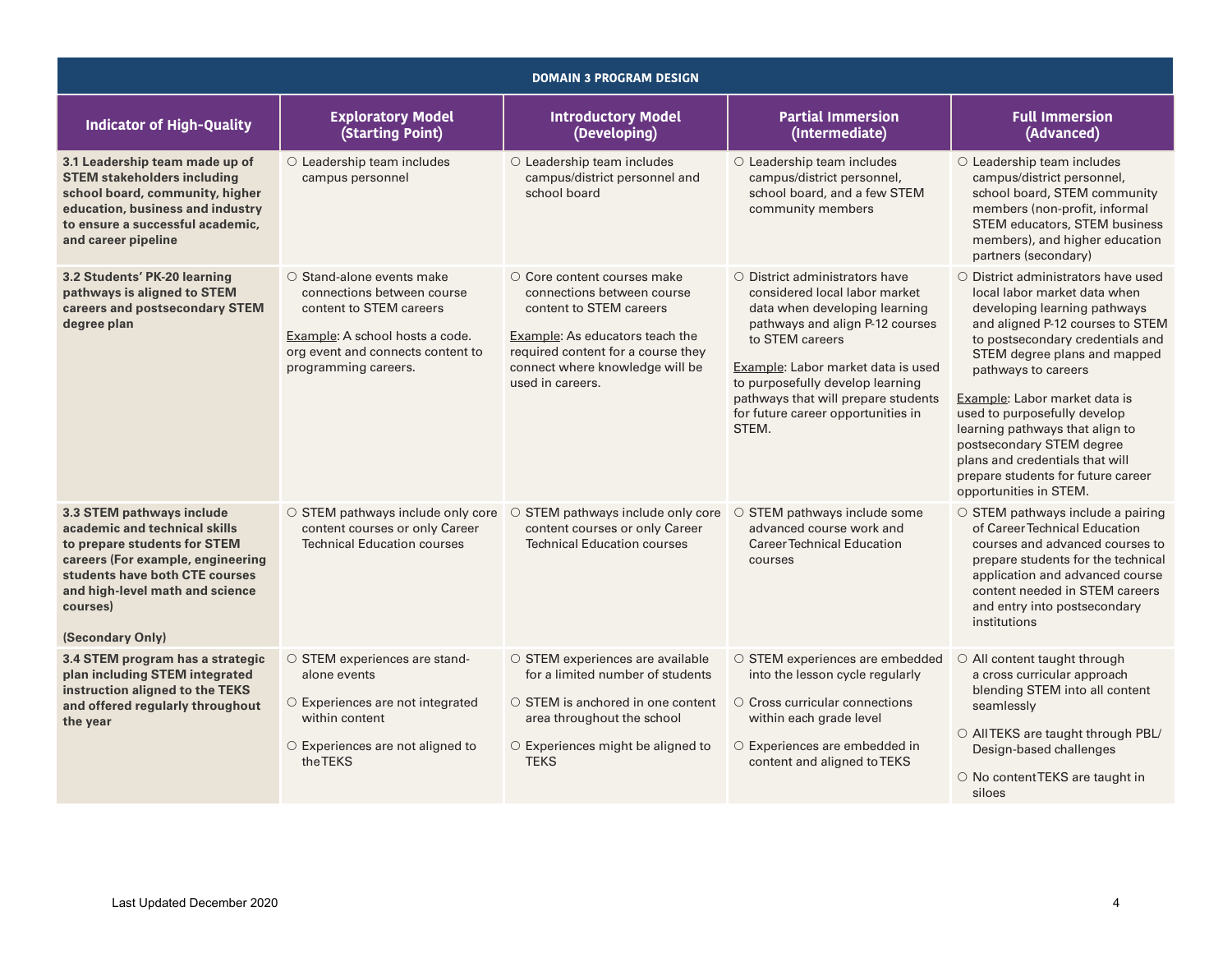| DOMAIN 3 PROGRAM DESIGN | | | | |
|---|---|---|---|---|
| **Indicator of High-Quality** | **Exploratory Model (Starting Point)** | **Introductory Model (Developing)** | **Partial Immersion (Intermediate)** | **Full Immersion (Advanced)** |
| **3.1 Leadership team made up of STEM stakeholders including school board, community, higher education, business and industry to ensure a successful academic, and career pipeline** | ○ Leadership team includes campus personnel | ○ Leadership team includes campus/district personnel and school board | ○ Leadership team includes campus/district personnel, school board, and a few STEM community members | ○ Leadership team includes campus/district personnel, school board, STEM community members (non-profit, informal STEM educators, STEM business members), and higher education partners (secondary) |
| **3.2 Students' PK-20 learning pathways is aligned to STEM careers and postsecondary STEM degree plan** | ○ Stand-alone events make connections between course content to STEM careers<br><br>Example: A school hosts a code.org event and connects content to programming careers. | ○ Core content courses make connections between course content to STEM careers<br><br>Example: As educators teach the required content for a course they connect where knowledge will be used in careers. | ○ District administrators have considered local labor market data when developing learning pathways and align P-12 courses to STEM careers<br><br>Example: Labor market data is used to purposefully develop learning pathways that will prepare students for future career opportunities in STEM. | ○ District administrators have used local labor market data when developing learning pathways and aligned P-12 courses to STEM to postsecondary credentials and STEM degree plans and mapped pathways to careers<br><br>Example: Labor market data is used to purposefully develop learning pathways that align to postsecondary STEM degree plans and credentials that will prepare students for future career opportunities in STEM. |
| **3.3 STEM pathways include academic and technical skills to prepare students for STEM careers (For example, engineering students have both CTE courses and high-level math and science courses)**<br><br>**(Secondary Only)** | ○ STEM pathways include only core content courses or only Career Technical Education courses | ○ STEM pathways include only core content courses or only Career Technical Education courses | ○ STEM pathways include some advanced course work and Career Technical Education courses | ○ STEM pathways include a pairing of Career Technical Education courses and advanced courses to prepare students for the technical application and advanced course content needed in STEM careers and entry into postsecondary institutions |
| **3.4 STEM program has a strategic plan including STEM integrated instruction aligned to the TEKS and offered regularly throughout the year** | ○ STEM experiences are stand-alone events<br><br>○ Experiences are not integrated within content<br><br>○ Experiences are not aligned to the TEKS | ○ STEM experiences are available for a limited number of students<br><br>○ STEM is anchored in one content area throughout the school<br><br>○ Experiences might be aligned to TEKS | ○ STEM experiences are embedded into the lesson cycle regularly<br><br>○ Cross curricular connections within each grade level<br><br>○ Experiences are embedded in content and aligned to TEKS | ○ All content taught through a cross curricular approach blending STEM into all content seamlessly<br><br>○ All TEKS are taught through PBL/Design-based challenges<br><br>○ No content TEKS are taught in siloes |

Last Updated December 2020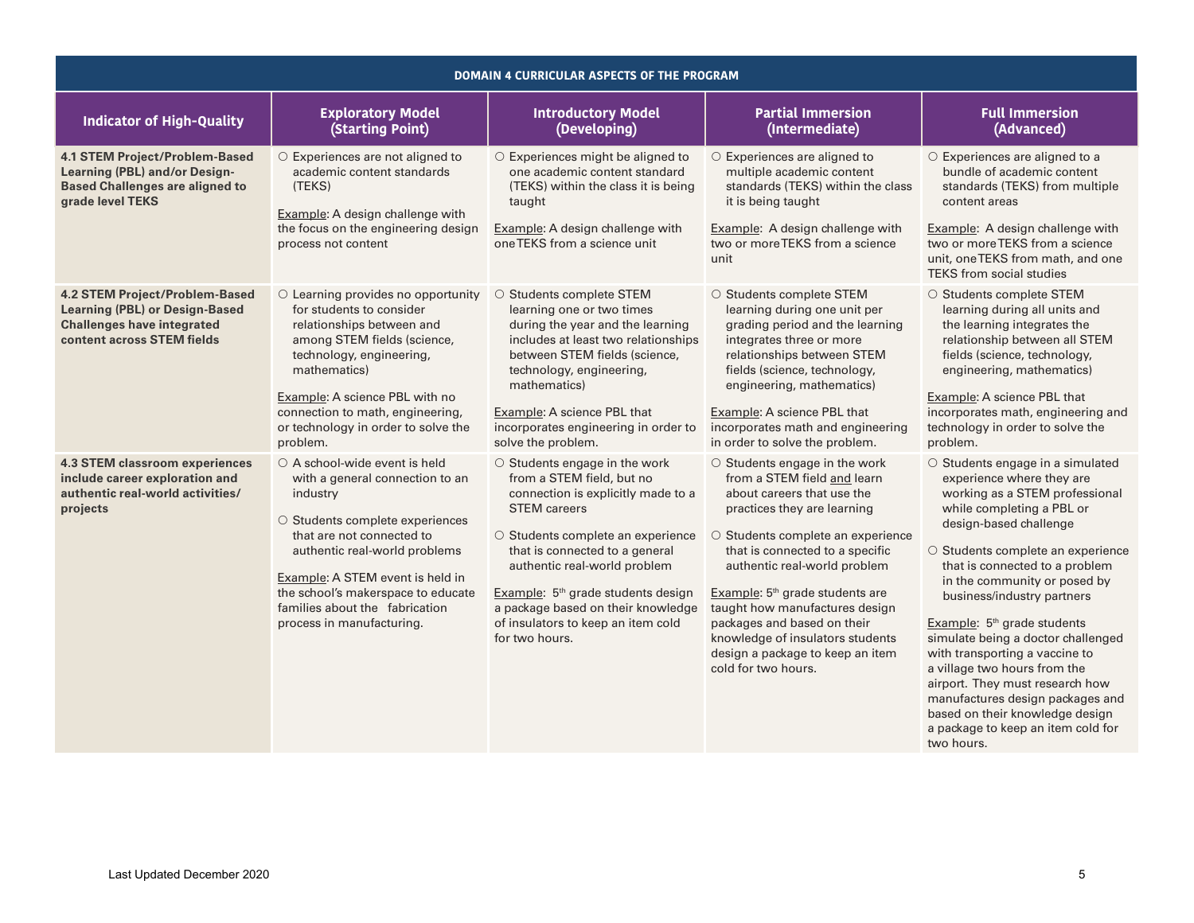| DOMAIN 4 CURRICULAR ASPECTS OF THE PROGRAM | | | | |
|---|---|---|---|---|
| **Indicator of High-Quality** | **Exploratory Model (Starting Point)** | **Introductory Model (Developing)** | **Partial Immersion (Intermediate)** | **Full Immersion (Advanced)** |
| **4.1 STEM Project/Problem-Based Learning (PBL) and/or Design-Based Challenges are aligned to grade level TEKS** | ○ Experiences are not aligned to academic content standards (TEKS)<br><br>Example: A design challenge with the focus on the engineering design process not content | ○ Experiences might be aligned to one academic content standard (TEKS) within the class it is being taught<br><br>Example: A design challenge with one TEKS from a science unit | ○ Experiences are aligned to multiple academic content standards (TEKS) within the class it is being taught<br><br>Example: A design challenge with two or more TEKS from a science unit | ○ Experiences are aligned to a bundle of academic content standards (TEKS) from multiple content areas<br><br>Example: A design challenge with two or more TEKS from a science unit, one TEKS from math, and one TEKS from social studies |
| **4.2 STEM Project/Problem-Based Learning (PBL) or Design-Based Challenges have integrated content across STEM fields** | ○ Learning provides no opportunity for students to consider relationships between and among STEM fields (science, technology, engineering, mathematics)<br><br>Example: A science PBL with no connection to math, engineering, or technology in order to solve the problem. | ○ Students complete STEM learning one or two times during the year and the learning includes at least two relationships between STEM fields (science, technology, engineering, mathematics)<br><br>Example: A science PBL that incorporates engineering in order to solve the problem. | ○ Students complete STEM learning during one unit per grading period and the learning integrates three or more relationships between STEM fields (science, technology, engineering, mathematics)<br><br>Example: A science PBL that incorporates math and engineering in order to solve the problem. | ○ Students complete STEM learning during all units and the learning integrates the relationship between all STEM fields (science, technology, engineering, mathematics)<br><br>Example: A science PBL that incorporates math, engineering and technology in order to solve the problem. |
| **4.3 STEM classroom experiences include career exploration and authentic real-world activities/ projects** | ○ A school-wide event is held with a general connection to an industry<br><br>○ Students complete experiences that are not connected to authentic real-world problems<br><br>Example: A STEM event is held in the school's makerspace to educate families about the fabrication process in manufacturing. | ○ Students engage in the work from a STEM field, but no connection is explicitly made to a STEM careers<br><br>○ Students complete an experience that is connected to a general authentic real-world problem<br><br>Example: 5th grade students design a package based on their knowledge of insulators to keep an item cold for two hours. | ○ Students engage in the work from a STEM field and learn about careers that use the practices they are learning<br><br>○ Students complete an experience that is connected to a specific authentic real-world problem<br><br>Example: 5th grade students are taught how manufactures design packages and based on their knowledge of insulators students design a package to keep an item cold for two hours. | ○ Students engage in a simulated experience where they are working as a STEM professional while completing a PBL or design-based challenge<br><br>○ Students complete an experience that is connected to a problem in the community or posed by business/industry partners<br><br>Example: 5th grade students simulate being a doctor challenged with transporting a vaccine to a village two hours from the airport. They must research how manufactures design packages and based on their knowledge design a package to keep an item cold for two hours. |

Last Updated December 2020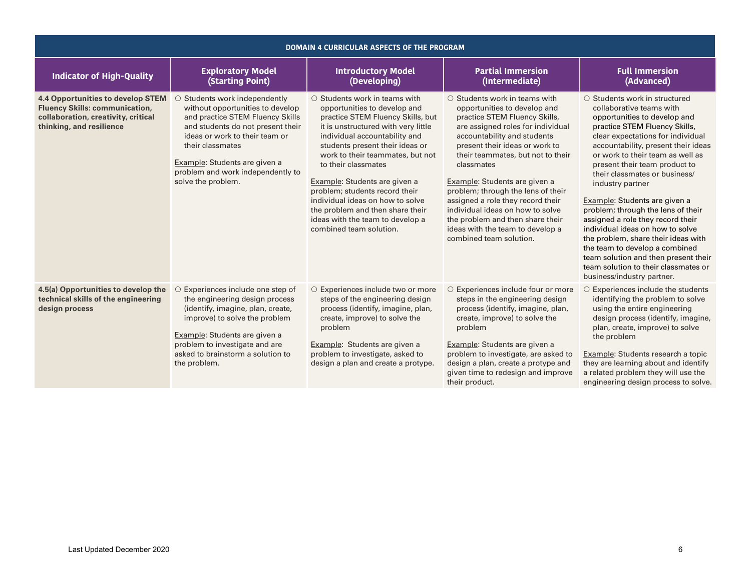| DOMAIN 4 CURRICULAR ASPECTS OF THE PROGRAM | | | | |
|---|---|---|---|---|
| **Indicator of High-Quality** | **Exploratory Model (Starting Point)** | **Introductory Model (Developing)** | **Partial Immersion (Intermediate)** | **Full Immersion (Advanced)** |
| **4.4 Opportunities to develop STEM Fluency Skills: communication, collaboration, creativity, critical thinking, and resilience** | ○ Students work independently without opportunities to develop and practice STEM Fluency Skills and students do not present their ideas or work to their team or their classmates<br><br>Example: Students are given a problem and work independently to solve the problem. | ○ Students work in teams with opportunities to develop and practice STEM Fluency Skills, but it is unstructured with very little individual accountability and students present their ideas or work to their teammates, but not to their classmates<br><br>Example: Students are given a problem; students record their individual ideas on how to solve the problem and then share their ideas with the team to develop a combined team solution. | ○ Students work in teams with opportunities to develop and practice STEM Fluency Skills, are assigned roles for individual accountability and students present their ideas or work to their teammates, but not to their classmates<br><br>Example: Students are given a problem; through the lens of their assigned a role they record their individual ideas on how to solve the problem and then share their ideas with the team to develop a combined team solution. | ○ Students work in structured collaborative teams with opportunities to develop and practice STEM Fluency Skills, clear expectations for individual accountability, present their ideas or work to their team as well as present their team product to their classmates or business/industry partner<br><br>Example: Students are given a problem; through the lens of their assigned a role they record their individual ideas on how to solve the problem, share their ideas with the team to develop a combined team solution and then present their team solution to their classmates or business/industry partner. |
| **4.5(a) Opportunities to develop the technical skills of the engineering design process** | ○ Experiences include one step of the engineering design process (identify, imagine, plan, create, improve) to solve the problem<br><br>Example: Students are given a problem to investigate and are asked to brainstorm a solution to the problem. | ○ Experiences include two or more steps of the engineering design process (identify, imagine, plan, create, improve) to solve the problem<br><br>Example: Students are given a problem to investigate, asked to design a plan and create a protype. | ○ Experiences include four or more steps in the engineering design process (identify, imagine, plan, create, improve) to solve the problem<br><br>Example: Students are given a problem to investigate, are asked to design a plan, create a protype and given time to redesign and improve their product. | ○ Experiences include the students identifying the problem to solve using the entire engineering design process (identify, imagine, plan, create, improve) to solve the problem<br><br>Example: Students research a topic they are learning about and identify a related problem they will use the engineering design process to solve. |

Last Updated December 2020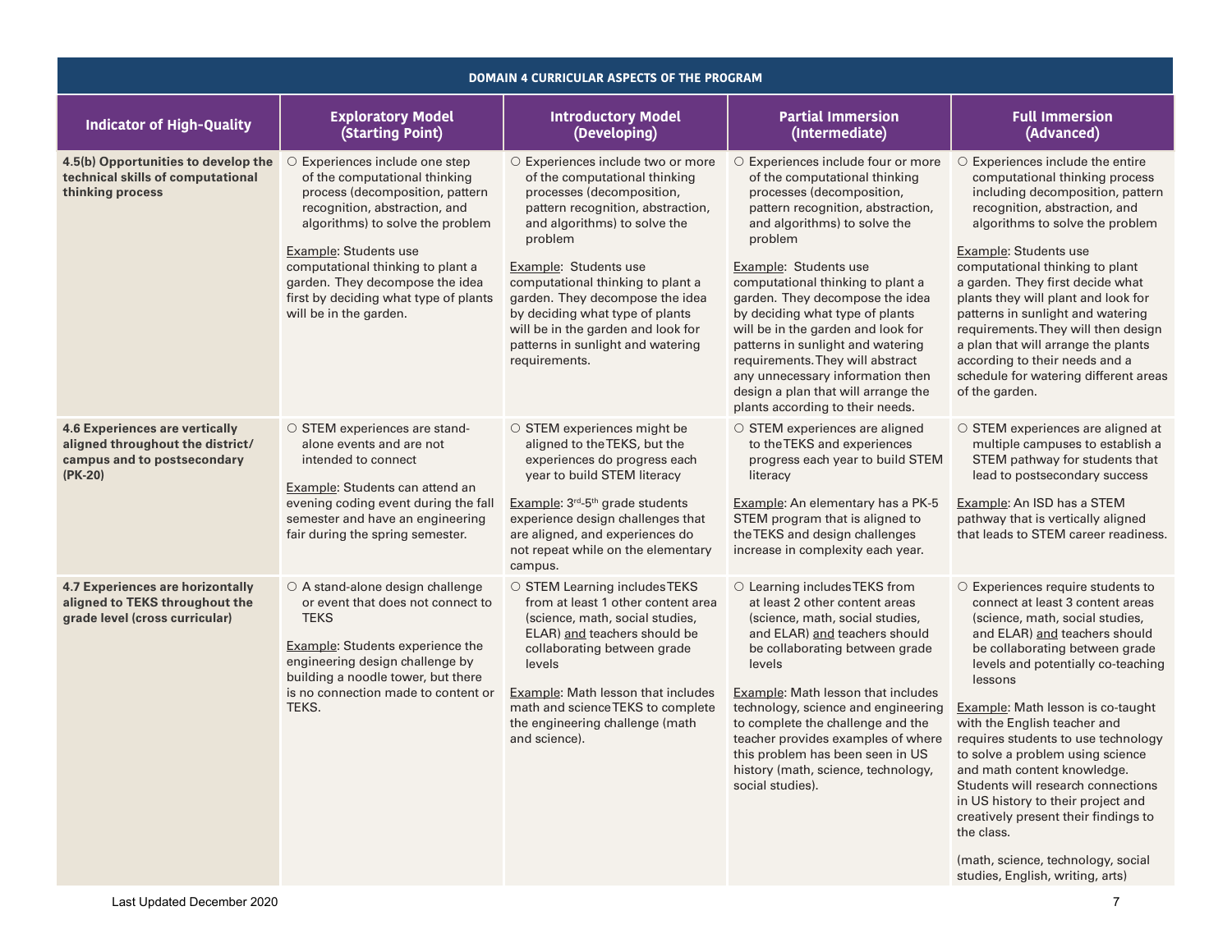| DOMAIN 4 CURRICULAR ASPECTS OF THE PROGRAM | | | | |
|---|---|---|---|---|
| **Indicator of High-Quality** | **Exploratory Model (Starting Point)** | **Introductory Model (Developing)** | **Partial Immersion (Intermediate)** | **Full Immersion (Advanced)** |
| **4.5(b) Opportunities to develop the technical skills of computational thinking process** | ○ Experiences include one step of the computational thinking process (decomposition, pattern recognition, abstraction, and algorithms) to solve the problem<br><br>Example: Students use computational thinking to plant a garden. They decompose the idea first by deciding what type of plants will be in the garden. | ○ Experiences include two or more of the computational thinking processes (decomposition, pattern recognition, abstraction, and algorithms) to solve the problem<br><br>Example: Students use computational thinking to plant a garden. They decompose the idea by deciding what type of plants will be in the garden and look for patterns in sunlight and watering requirements. | ○ Experiences include four or more of the computational thinking processes (decomposition, pattern recognition, abstraction, and algorithms) to solve the problem<br><br>Example: Students use computational thinking to plant a garden. They decompose the idea by deciding what type of plants will be in the garden and look for patterns in sunlight and watering requirements. They will abstract any unnecessary information then design a plan that will arrange the plants according to their needs. | ○ Experiences include the entire computational thinking process including decomposition, pattern recognition, abstraction, and algorithms to solve the problem<br><br>Example: Students use computational thinking to plant a garden. They first decide what plants they will plant and look for patterns in sunlight and watering requirements. They will then design a plan that will arrange the plants according to their needs and a schedule for watering different areas of the garden. |
| **4.6 Experiences are vertically aligned throughout the district/ campus and to postsecondary (PK-20)** | ○ STEM experiences are stand-alone events and are not intended to connect<br><br>Example: Students can attend an evening coding event during the fall semester and have an engineering fair during the spring semester. | ○ STEM experiences might be aligned to the TEKS, but the experiences do progress each year to build STEM literacy<br><br>Example: 3rd-5th grade students experience design challenges that are aligned, and experiences do not repeat while on the elementary campus. | ○ STEM experiences are aligned to the TEKS and experiences progress each year to build STEM literacy<br><br>Example: An elementary has a PK-5 STEM program that is aligned to the TEKS and design challenges increase in complexity each year. | ○ STEM experiences are aligned at multiple campuses to establish a STEM pathway for students that lead to postsecondary success<br><br>Example: An ISD has a STEM pathway that is vertically aligned that leads to STEM career readiness. |
| **4.7 Experiences are horizontally aligned to TEKS throughout the grade level (cross curricular)** | ○ A stand-alone design challenge or event that does not connect to TEKS<br><br>Example: Students experience the engineering design challenge by building a noodle tower, but there is no connection made to content or TEKS. | ○ STEM Learning includes TEKS from at least 1 other content area (science, math, social studies, ELAR) and teachers should be collaborating between grade levels<br><br>Example: Math lesson that includes math and science TEKS to complete the engineering challenge (math and science). | ○ Learning includes TEKS from at least 2 other content areas (science, math, social studies, and ELAR) and teachers should be collaborating between grade levels<br><br>Example: Math lesson that includes technology, science and engineering to complete the challenge and the teacher provides examples of where this problem has been seen in US history (math, science, technology, social studies). | ○ Experiences require students to connect at least 3 content areas (science, math, social studies, and ELAR) and teachers should be collaborating between grade levels and potentially co-teaching lessons<br><br>Example: Math lesson is co-taught with the English teacher and requires students to use technology to solve a problem using science and math content knowledge. Students will research connections in US history to their project and creatively present their findings to the class.<br><br>(math, science, technology, social studies, English, writing, arts) |

Last Updated December 2020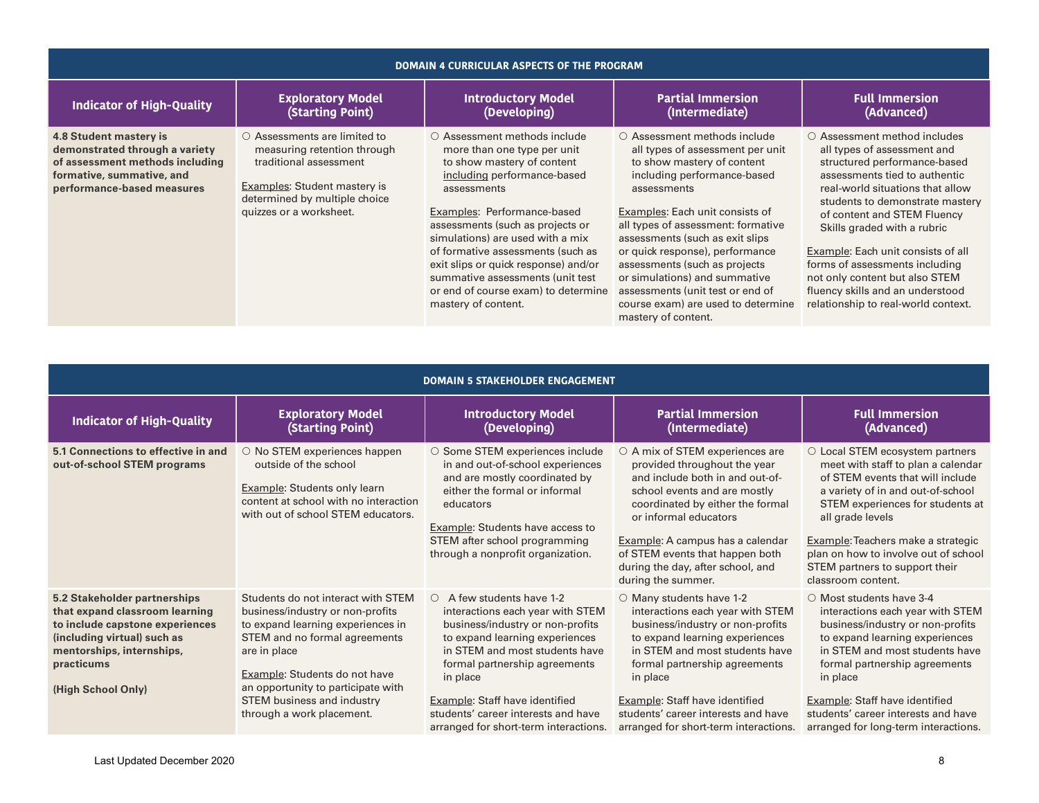| DOMAIN 4 CURRICULAR ASPECTS OF THE PROGRAM | | | | |
|---|---|---|---|---|
| **Indicator of High-Quality** | **Exploratory Model (Starting Point)** | **Introductory Model (Developing)** | **Partial Immersion (Intermediate)** | **Full Immersion (Advanced)** |
| **4.8 Student mastery is demonstrated through a variety of assessment methods including formative, summative, and performance-based measures** | ○ Assessments are limited to measuring retention through traditional assessment<br><br>Examples: Student mastery is determined by multiple choice quizzes or a worksheet. | ○ Assessment methods include more than one type per unit to show mastery of content including performance-based assessments<br><br>Examples: Performance-based assessments (such as projects or simulations) are used with a mix of formative assessments (such as exit slips or quick response) and/or summative assessments (unit test or end of course exam) to determine mastery of content. | ○ Assessment methods include all types of assessment per unit to show mastery of content including performance-based assessments<br><br>Examples: Each unit consists of all types of assessment: formative assessments (such as exit slips or quick response), performance assessments (such as projects or simulations) and summative assessments (unit test or end of course exam) are used to determine mastery of content. | ○ Assessment method includes all types of assessment and structured performance-based assessments tied to authentic real-world situations that allow students to demonstrate mastery of content and STEM Fluency Skills graded with a rubric<br><br>Example: Each unit consists of all forms of assessments including not only content but also STEM fluency skills and an understood relationship to real-world context. |

| DOMAIN 5 STAKEHOLDER ENGAGEMENT | | | | |
|---|---|---|---|---|
| **Indicator of High-Quality** | **Exploratory Model (Starting Point)** | **Introductory Model (Developing)** | **Partial Immersion (Intermediate)** | **Full Immersion (Advanced)** |
| **5.1 Connections to effective in and out-of-school STEM programs** | ○ No STEM experiences happen outside of the school<br><br>Example: Students only learn content at school with no interaction with out of school STEM educators. | ○ Some STEM experiences include in and out-of-school experiences and are mostly coordinated by either the formal or informal educators<br><br>Example: Students have access to STEM after school programming through a nonprofit organization. | ○ A mix of STEM experiences are provided throughout the year and include both in and out-of-school events and are mostly coordinated by either the formal or informal educators<br><br>Example: A campus has a calendar of STEM events that happen both during the day, after school, and during the summer. | ○ Local STEM ecosystem partners meet with staff to plan a calendar of STEM events that will include a variety of in and out-of-school STEM experiences for students at all grade levels<br><br>Example: Teachers make a strategic plan on how to involve out of school STEM partners to support their classroom content. |
| **5.2 Stakeholder partnerships that expand classroom learning to include capstone experiences (including virtual) such as mentorships, internships, practicums**<br><br>**(High School Only)** | Students do not interact with STEM business/industry or non-profits to expand learning experiences in STEM and no formal agreements are in place<br><br>Example: Students do not have an opportunity to participate with STEM business and industry through a work placement. | ○ A few students have 1-2 interactions each year with STEM business/industry or non-profits to expand learning experiences in STEM and most students have formal partnership agreements in place<br><br>Example: Staff have identified students' career interests and have arranged for short-term interactions. | ○ Many students have 1-2 interactions each year with STEM business/industry or non-profits to expand learning experiences in STEM and most students have formal partnership agreements in place<br><br>Example: Staff have identified students' career interests and have arranged for short-term interactions. | ○ Most students have 3-4 interactions each year with STEM business/industry or non-profits to expand learning experiences in STEM and most students have formal partnership agreements in place<br><br>Example: Staff have identified students' career interests and have arranged for long-term interactions. |

Last Updated December 2020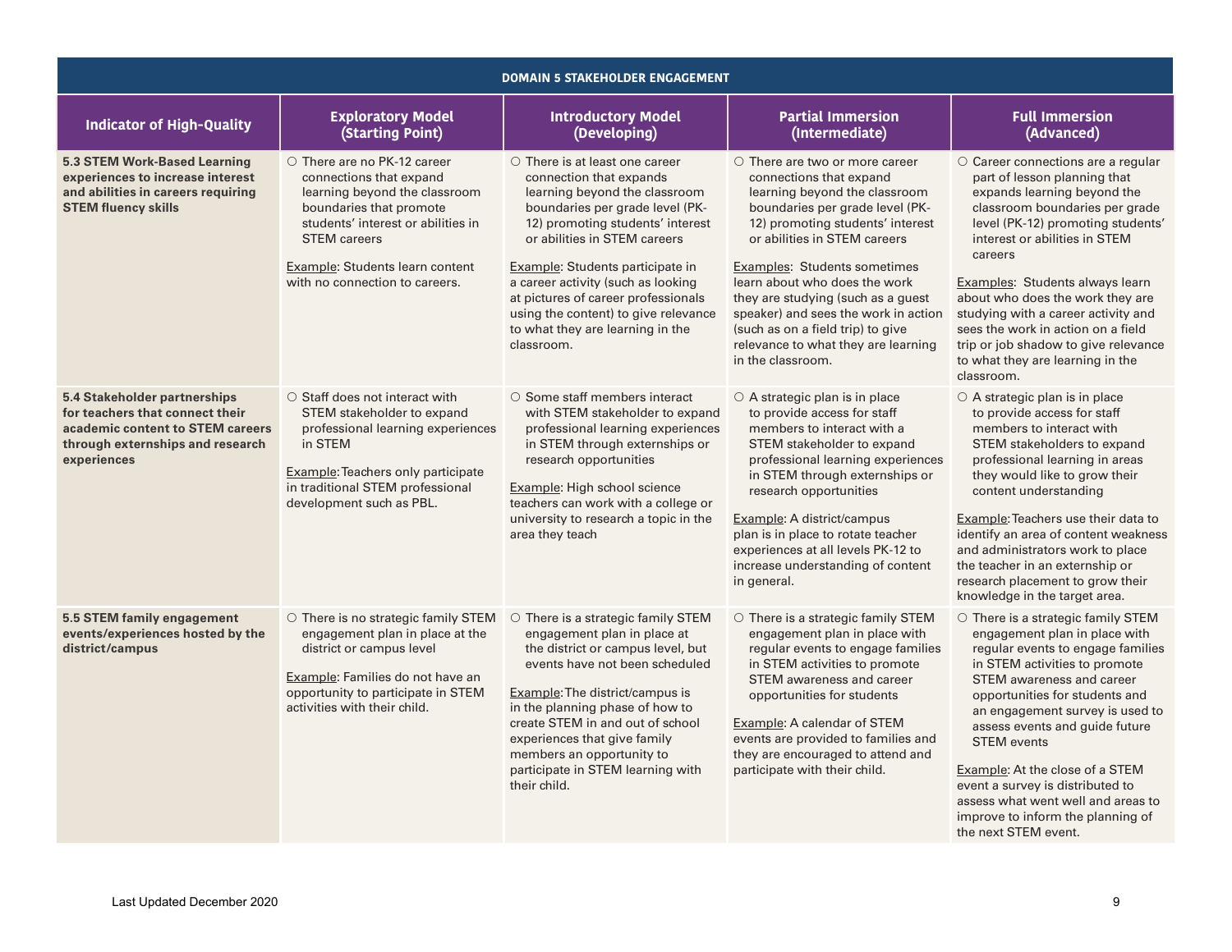| DOMAIN 5 STAKEHOLDER ENGAGEMENT | | | | |
|---|---|---|---|---|
| **Indicator of High-Quality** | **Exploratory Model (Starting Point)** | **Introductory Model (Developing)** | **Partial Immersion (Intermediate)** | **Full Immersion (Advanced)** |
| **5.3 STEM Work-Based Learning experiences to increase interest and abilities in careers requiring STEM fluency skills** | ○ There are no PK-12 career connections that expand learning beyond the classroom boundaries that promote students' interest or abilities in STEM careers<br><br>Example: Students learn content with no connection to careers. | ○ There is at least one career connection that expands learning beyond the classroom boundaries per grade level (PK-12) promoting students' interest or abilities in STEM careers<br><br>Example: Students participate in a career activity (such as looking at pictures of career professionals using the content) to give relevance to what they are learning in the classroom. | ○ There are two or more career connections that expand learning beyond the classroom boundaries per grade level (PK-12) promoting students' interest or abilities in STEM careers<br><br>Examples: Students sometimes learn about who does the work they are studying (such as a guest speaker) and sees the work in action (such as on a field trip) to give relevance to what they are learning in the classroom. | ○ Career connections are a regular part of lesson planning that expands learning beyond the classroom boundaries per grade level (PK-12) promoting students' interest or abilities in STEM careers<br><br>Examples: Students always learn about who does the work they are studying with a career activity and sees the work in action on a field trip or job shadow to give relevance to what they are learning in the classroom. |
| **5.4 Stakeholder partnerships for teachers that connect their academic content to STEM careers through externships and research experiences** | ○ Staff does not interact with STEM stakeholder to expand professional learning experiences in STEM<br><br>Example: Teachers only participate in traditional STEM professional development such as PBL. | ○ Some staff members interact with STEM stakeholder to expand professional learning experiences in STEM through externships or research opportunities<br><br>Example: High school science teachers can work with a college or university to research a topic in the area they teach | ○ A strategic plan is in place to provide access for staff members to interact with a STEM stakeholder to expand professional learning experiences in STEM through externships or research opportunities<br><br>Example: A district/campus plan is in place to rotate teacher experiences at all levels PK-12 to increase understanding of content in general. | ○ A strategic plan is in place to provide access for staff members to interact with STEM stakeholders to expand professional learning in areas they would like to grow their content understanding<br><br>Example: Teachers use their data to identify an area of content weakness and administrators work to place the teacher in an externship or research placement to grow their knowledge in the target area. |
| **5.5 STEM family engagement events/experiences hosted by the district/campus** | ○ There is no strategic family STEM engagement plan in place at the district or campus level<br><br>Example: Families do not have an opportunity to participate in STEM activities with their child. | ○ There is a strategic family STEM engagement plan in place at the district or campus level, but events have not been scheduled<br><br>Example: The district/campus is in the planning phase of how to create STEM in and out of school experiences that give family members an opportunity to participate in STEM learning with their child. | ○ There is a strategic family STEM engagement plan in place with regular events to engage families in STEM activities to promote STEM awareness and career opportunities for students<br><br>Example: A calendar of STEM events are provided to families and they are encouraged to attend and participate with their child. | ○ There is a strategic family STEM engagement plan in place with regular events to engage families in STEM activities to promote STEM awareness and career opportunities for students and an engagement survey is used to assess events and guide future STEM events<br><br>Example: At the close of a STEM event a survey is distributed to assess what went well and areas to improve to inform the planning of the next STEM event. |

Last Updated December 2020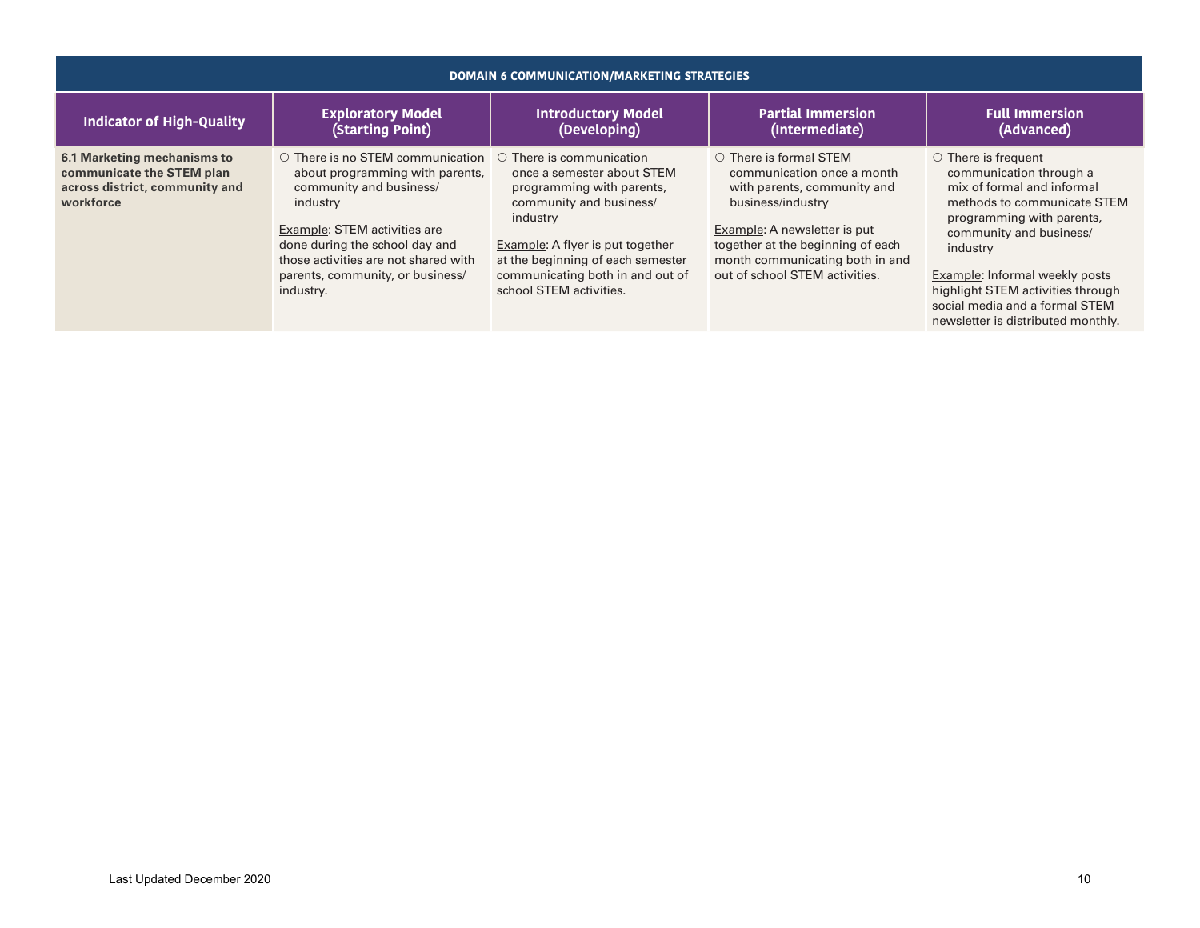| DOMAIN 6 COMMUNICATION/MARKETING STRATEGIES | | | | |
|---|---|---|---|---|
| **Indicator of High-Quality** | **Exploratory Model (Starting Point)** | **Introductory Model (Developing)** | **Partial Immersion (Intermediate)** | **Full Immersion (Advanced)** |
| **6.1 Marketing mechanisms to communicate the STEM plan across district, community and workforce** | ○ There is no STEM communication about programming with parents, community and business/ industry<br><br>Example: STEM activities are done during the school day and those activities are not shared with parents, community, or business/ industry. | ○ There is communication once a semester about STEM programming with parents, community and business/ industry<br><br>Example: A flyer is put together at the beginning of each semester communicating both in and out of school STEM activities. | ○ There is formal STEM communication once a month with parents, community and business/industry<br><br>Example: A newsletter is put together at the beginning of each month communicating both in and out of school STEM activities. | ○ There is frequent communication through a mix of formal and informal methods to communicate STEM programming with parents, community and business/ industry<br><br>Example: Informal weekly posts highlight STEM activities through social media and a formal STEM newsletter is distributed monthly. |

Last Updated December 2020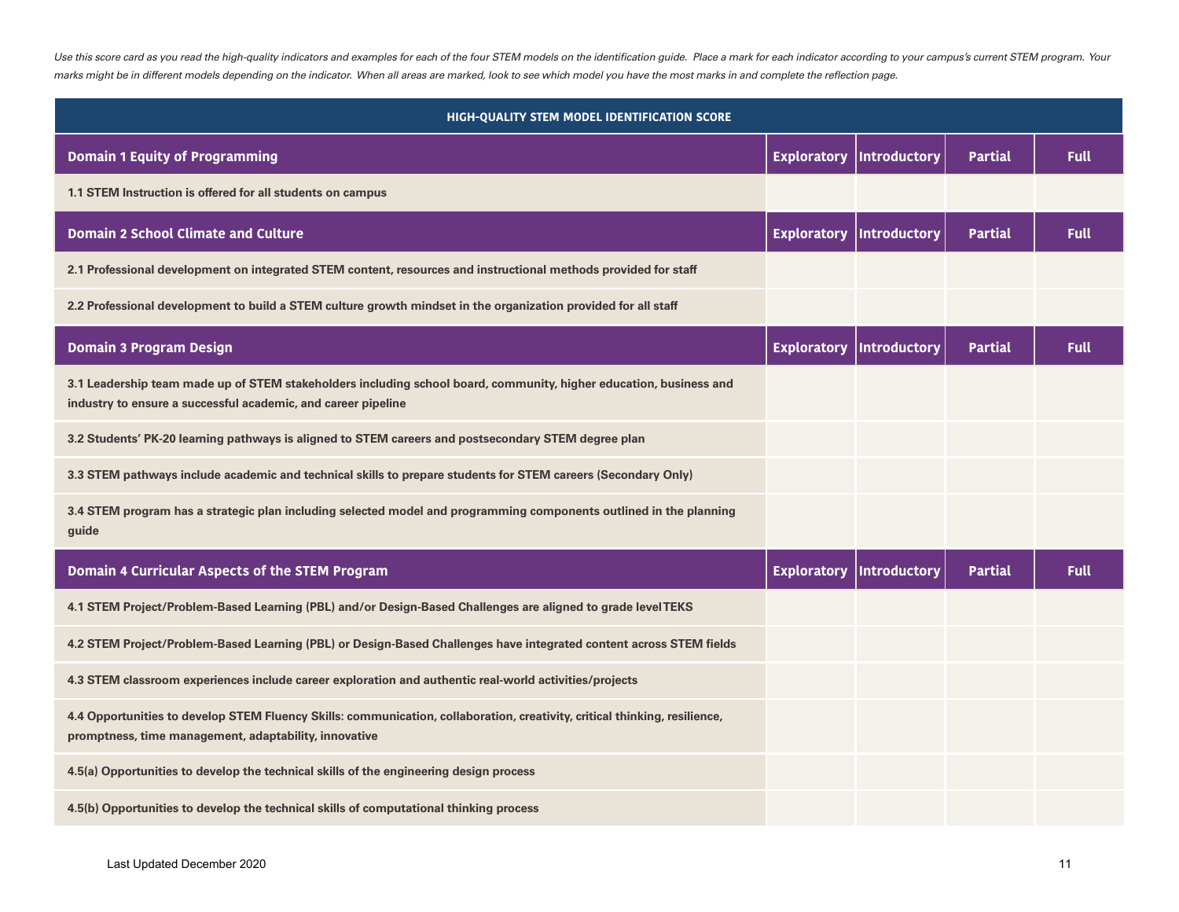*Use this score card as you read the high-quality indicators and examples for each of the four STEM models on the identification guide. Place a mark for each indicator according to your campus's current STEM program. Your marks might be in different models depending on the indicator. When all areas are marked, look to see which model you have the most marks in and complete the reflection page.*

| HIGH-QUALITY STEM MODEL IDENTIFICATION SCORE | | | | |
|---|---|---|---|---|
| **Domain 1 Equity of Programming** | **Exploratory** | **Introductory** | **Partial** | **Full** |
| 1.1 STEM Instruction is offered for all students on campus | | | | |
| **Domain 2 School Climate and Culture** | **Exploratory** | **Introductory** | **Partial** | **Full** |
| 2.1 Professional development on integrated STEM content, resources and instructional methods provided for staff | | | | |
| 2.2 Professional development to build a STEM culture growth mindset in the organization provided for all staff | | | | |
| **Domain 3 Program Design** | **Exploratory** | **Introductory** | **Partial** | **Full** |
| 3.1 Leadership team made up of STEM stakeholders including school board, community, higher education, business and industry to ensure a successful academic, and career pipeline | | | | |
| 3.2 Students' PK-20 learning pathways is aligned to STEM careers and postsecondary STEM degree plan | | | | |
| 3.3 STEM pathways include academic and technical skills to prepare students for STEM careers (Secondary Only) | | | | |
| 3.4 STEM program has a strategic plan including selected model and programming components outlined in the planning guide | | | | |
| **Domain 4 Curricular Aspects of the STEM Program** | **Exploratory** | **Introductory** | **Partial** | **Full** |
| 4.1 STEM Project/Problem-Based Learning (PBL) and/or Design-Based Challenges are aligned to grade level TEKS | | | | |
| 4.2 STEM Project/Problem-Based Learning (PBL) or Design-Based Challenges have integrated content across STEM fields | | | | |
| 4.3 STEM classroom experiences include career exploration and authentic real-world activities/projects | | | | |
| 4.4 Opportunities to develop STEM Fluency Skills: communication, collaboration, creativity, critical thinking, resilience, promptness, time management, adaptability, innovative | | | | |
| 4.5(a) Opportunities to develop the technical skills of the engineering design process | | | | |
| 4.5(b) Opportunities to develop the technical skills of computational thinking process | | | | |

Last Updated December 2020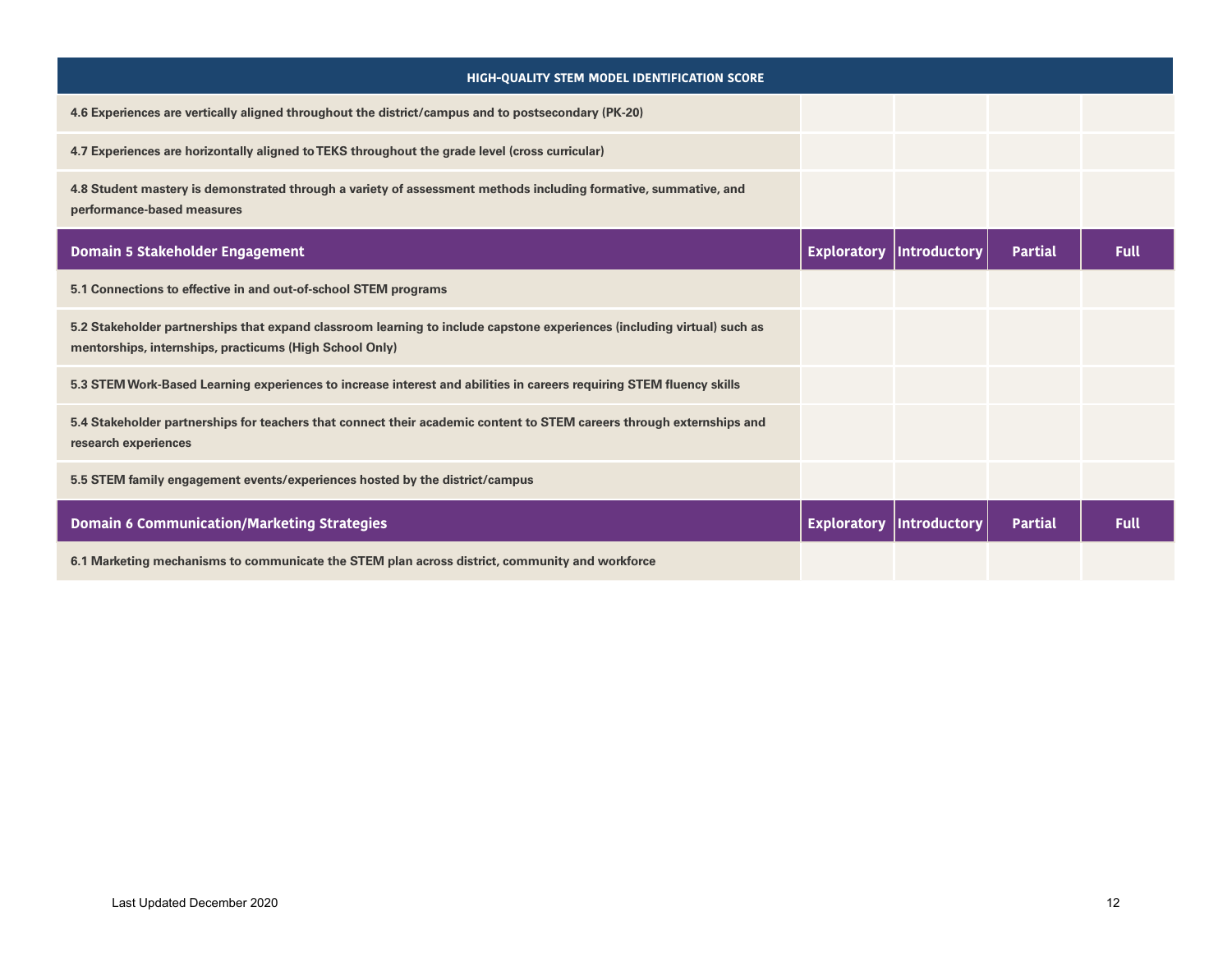| HIGH-QUALITY STEM MODEL IDENTIFICATION SCORE | | | | |
|---|---|---|---|---|
| 4.6 Experiences are vertically aligned throughout the district/campus and to postsecondary (PK-20) | | | | |
| 4.7 Experiences are horizontally aligned to TEKS throughout the grade level (cross curricular) | | | | |
| 4.8 Student mastery is demonstrated through a variety of assessment methods including formative, summative, and performance-based measures | | | | |
| **Domain 5 Stakeholder Engagement** | **Exploratory** | **Introductory** | **Partial** | **Full** |
| 5.1 Connections to effective in and out-of-school STEM programs | | | | |
| 5.2 Stakeholder partnerships that expand classroom learning to include capstone experiences (including virtual) such as mentorships, internships, practicums (High School Only) | | | | |
| 5.3 STEM Work-Based Learning experiences to increase interest and abilities in careers requiring STEM fluency skills | | | | |
| 5.4 Stakeholder partnerships for teachers that connect their academic content to STEM careers through externships and research experiences | | | | |
| 5.5 STEM family engagement events/experiences hosted by the district/campus | | | | |
| **Domain 6 Communication/Marketing Strategies** | **Exploratory** | **Introductory** | **Partial** | **Full** |
| 6.1 Marketing mechanisms to communicate the STEM plan across district, community and workforce | | | | |

Last Updated December 2020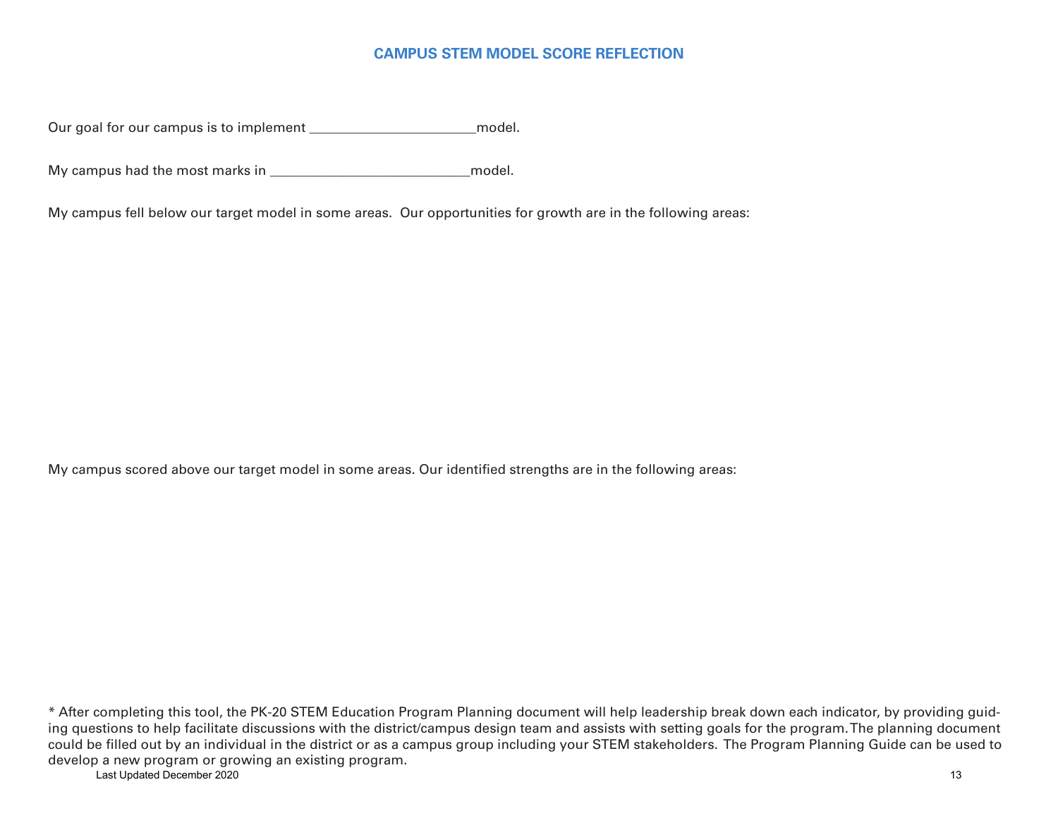## CAMPUS STEM MODEL SCORE REFLECTION

Our goal for our campus is to implement ______________________model.

My campus had the most marks in ___________________________model.

My campus fell below our target model in some areas. Our opportunities for growth are in the following areas:

My campus scored above our target model in some areas. Our identified strengths are in the following areas:

* After completing this tool, the PK-20 STEM Education Program Planning document will help leadership break down each indicator, by providing guiding questions to help facilitate discussions with the district/campus design team and assists with setting goals for the program. The planning document could be filled out by an individual in the district or as a campus group including your STEM stakeholders. The Program Planning Guide can be used to develop a new program or growing an existing program.

Last Updated December 2020